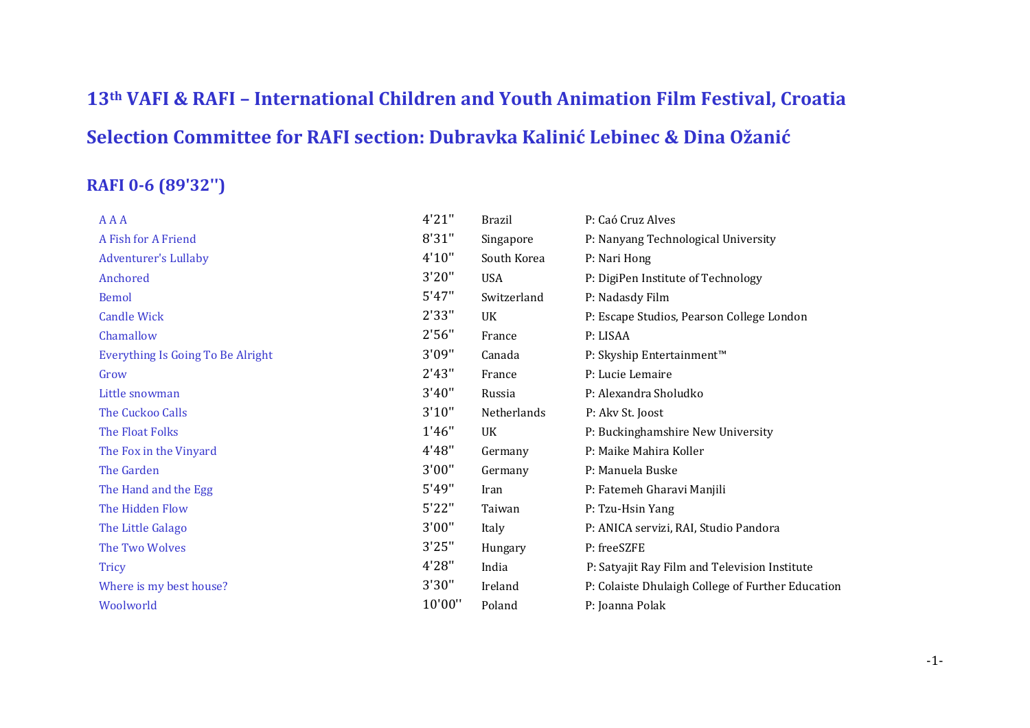# 13th VAFI & RAFI – International Children and Youth Animation Film Festival, Croatia

## Selection Committee for RAFI section: Dubravka Kalinić Lebinec & Dina Ožanić

### RAFI 0-6 (89'32'')

| | | | |
|---|---|---|---|
| A A A | 4'21'' | Brazil | P: Caó Cruz Alves |
| A Fish for A Friend | 8'31'' | Singapore | P: Nanyang Technological University |
| Adventurer's Lullaby | 4'10'' | South Korea | P: Nari Hong |
| Anchored | 3'20'' | USA | P: DigiPen Institute of Technology |
| Bemol | 5'47'' | Switzerland | P: Nadasdy Film |
| Candle Wick | 2'33'' | UK | P: Escape Studios, Pearson College London |
| Chamallow | 2'56'' | France | P: LISAA |
| Everything Is Going To Be Alright | 3'09'' | Canada | P: Skyship Entertainment™ |
| Grow | 2'43'' | France | P: Lucie Lemaire |
| Little snowman | 3'40'' | Russia | P: Alexandra Sholudko |
| The Cuckoo Calls | 3'10'' | Netherlands | P: Akv St. Joost |
| The Float Folks | 1'46'' | UK | P: Buckinghamshire New University |
| The Fox in the Vinyard | 4'48'' | Germany | P: Maike Mahira Koller |
| The Garden | 3'00'' | Germany | P: Manuela Buske |
| The Hand and the Egg | 5'49'' | Iran | P: Fatemeh Gharavi Manjili |
| The Hidden Flow | 5'22'' | Taiwan | P: Tzu-Hsin Yang |
| The Little Galago | 3'00'' | Italy | P: ANICA servizi, RAI, Studio Pandora |
| The Two Wolves | 3'25'' | Hungary | P: freeSZFE |
| Tricy | 4'28'' | India | P: Satyajit Ray Film and Television Institute |
| Where is my best house? | 3'30'' | Ireland | P: Colaiste Dhulaigh College of Further Education |
| Woolworld | 10'00'' | Poland | P: Joanna Polak |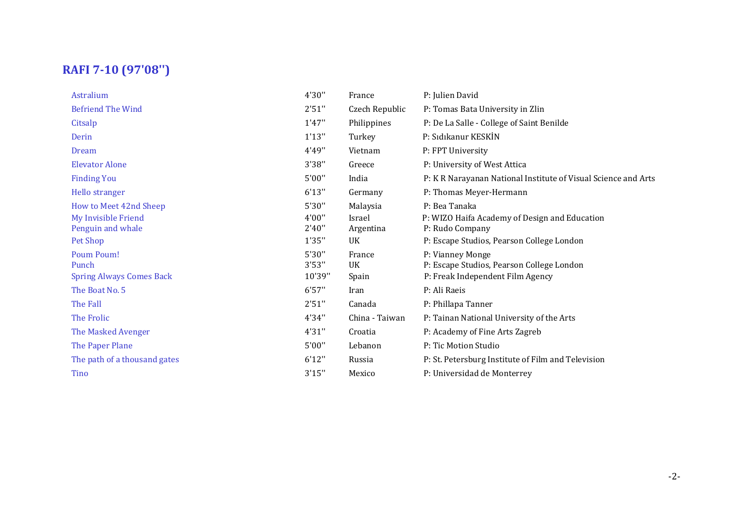## RAFI 7-10 (97'08'')

| Title | Duration | Country | Producer |
|---|---|---|---|
| Astralium | 4'30'' | France | P: Julien David |
| Befriend The Wind | 2'51'' | Czech Republic | P: Tomas Bata University in Zlin |
| Citsalp | 1'47'' | Philippines | P: De La Salle - College of Saint Benilde |
| Derin | 1'13'' | Turkey | P: Sıdıkanur KESKİN |
| Dream | 4'49'' | Vietnam | P: FPT University |
| Elevator Alone | 3'38'' | Greece | P: University of West Attica |
| Finding You | 5'00'' | India | P: K R Narayanan National Institute of Visual Science and Arts |
| Hello stranger | 6'13'' | Germany | P: Thomas Meyer-Hermann |
| How to Meet 42nd Sheep | 5'30'' | Malaysia | P: Bea Tanaka |
| My Invisible Friend | 4'00'' | Israel | P: WIZO Haifa Academy of Design and Education |
| Penguin and whale | 2'40'' | Argentina | P: Rudo Company |
| Pet Shop | 1'35'' | UK | P: Escape Studios, Pearson College London |
| Poum Poum! | 5'30'' | France | P: Vianney Monge |
| Punch | 3'53'' | UK | P: Escape Studios, Pearson College London |
| Spring Always Comes Back | 10'39'' | Spain | P: Freak Independent Film Agency |
| The Boat No. 5 | 6'57'' | Iran | P: Ali Raeis |
| The Fall | 2'51'' | Canada | P: Phillapa Tanner |
| The Frolic | 4'34'' | China - Taiwan | P: Tainan National University of the Arts |
| The Masked Avenger | 4'31'' | Croatia | P: Academy of Fine Arts Zagreb |
| The Paper Plane | 5'00'' | Lebanon | P: Tic Motion Studio |
| The path of a thousand gates | 6'12'' | Russia | P: St. Petersburg Institute of Film and Television |
| Tino | 3'15'' | Mexico | P: Universidad de Monterrey |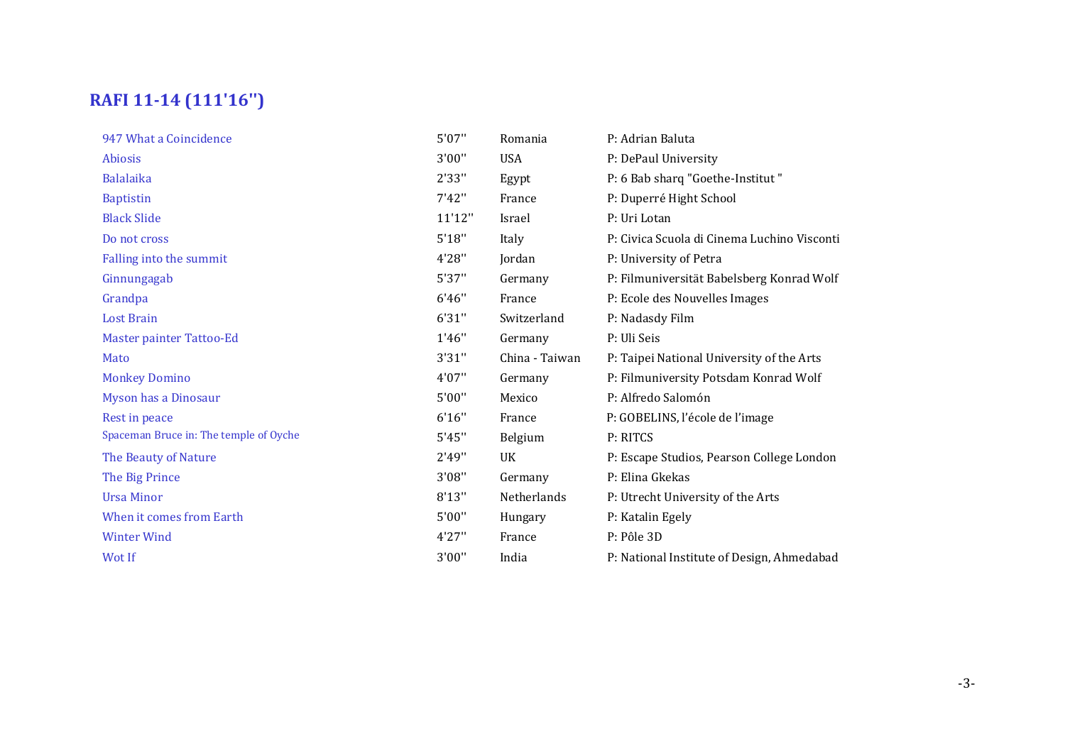## RAFI 11-14 (111'16'')

| | | | |
|---|---|---|---|
| 947 What a Coincidence | 5'07'' | Romania | P: Adrian Baluta |
| Abiosis | 3'00'' | USA | P: DePaul University |
| Balalaika | 2'33'' | Egypt | P: 6 Bab sharq "Goethe-Institut " |
| Baptistin | 7'42'' | France | P: Duperré Hight School |
| Black Slide | 11'12'' | Israel | P: Uri Lotan |
| Do not cross | 5'18'' | Italy | P: Civica Scuola di Cinema Luchino Visconti |
| Falling into the summit | 4'28'' | Jordan | P: University of Petra |
| Ginnungagab | 5'37'' | Germany | P: Filmuniversität Babelsberg Konrad Wolf |
| Grandpa | 6'46'' | France | P: Ecole des Nouvelles Images |
| Lost Brain | 6'31'' | Switzerland | P: Nadasdy Film |
| Master painter Tattoo-Ed | 1'46'' | Germany | P: Uli Seis |
| Mato | 3'31'' | China - Taiwan | P: Taipei National University of the Arts |
| Monkey Domino | 4'07'' | Germany | P: Filmuniversity Potsdam Konrad Wolf |
| Myson has a Dinosaur | 5'00'' | Mexico | P: Alfredo Salomón |
| Rest in peace | 6'16'' | France | P: GOBELINS, l'école de l'image |
| Spaceman Bruce in: The temple of Oyche | 5'45'' | Belgium | P: RITCS |
| The Beauty of Nature | 2'49'' | UK | P: Escape Studios, Pearson College London |
| The Big Prince | 3'08'' | Germany | P: Elina Gkekas |
| Ursa Minor | 8'13'' | Netherlands | P: Utrecht University of the Arts |
| When it comes from Earth | 5'00'' | Hungary | P: Katalin Egely |
| Winter Wind | 4'27'' | France | P: Pôle 3D |
| Wot If | 3'00'' | India | P: National Institute of Design, Ahmedabad |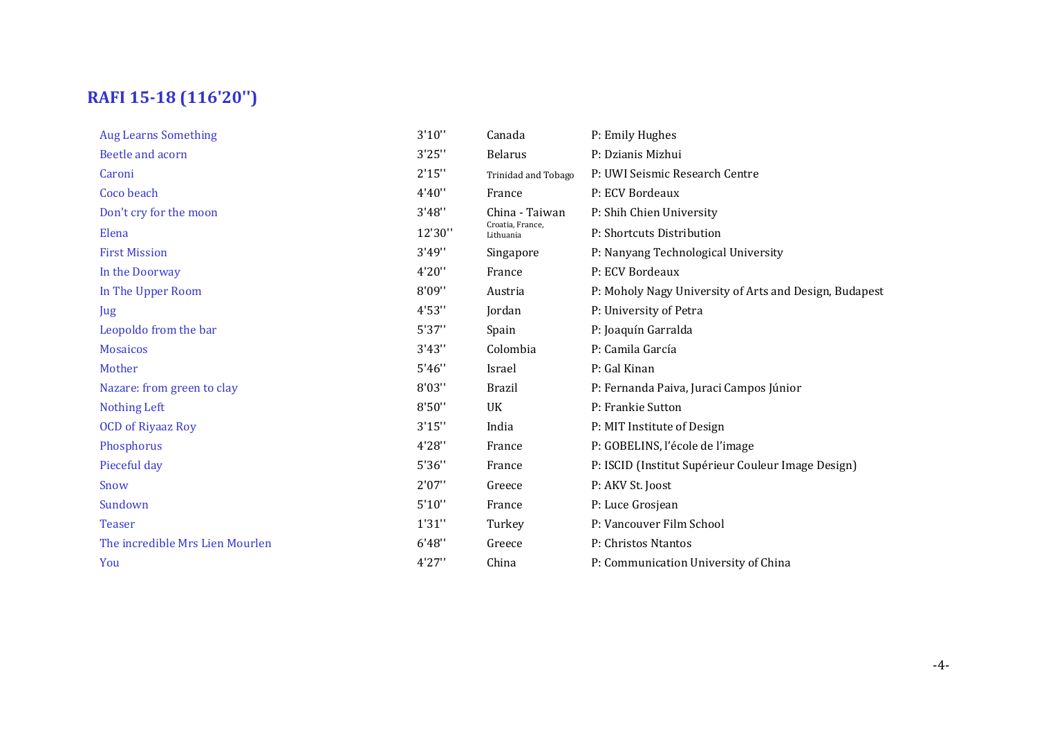## RAFI 15-18 (116'20'')

| | | | |
|---|---|---|---|
| Aug Learns Something | 3'10'' | Canada | P: Emily Hughes |
| Beetle and acorn | 3'25'' | Belarus | P: Dzianis Mizhui |
| Caroni | 2'15'' | Trinidad and Tobago | P: UWI Seismic Research Centre |
| Coco beach | 4'40'' | France | P: ECV Bordeaux |
| Don't cry for the moon | 3'48'' | China - Taiwan | P: Shih Chien University |
| Elena | 12'30'' | Croatia, France, Lithuania | P: Shortcuts Distribution |
| First Mission | 3'49'' | Singapore | P: Nanyang Technological University |
| In the Doorway | 4'20'' | France | P: ECV Bordeaux |
| In The Upper Room | 8'09'' | Austria | P: Moholy Nagy University of Arts and Design, Budapest |
| Jug | 4'53'' | Jordan | P: University of Petra |
| Leopoldo from the bar | 5'37'' | Spain | P: Joaquín Garralda |
| Mosaicos | 3'43'' | Colombia | P: Camila García |
| Mother | 5'46'' | Israel | P: Gal Kinan |
| Nazare: from green to clay | 8'03'' | Brazil | P: Fernanda Paiva, Juraci Campos Júnior |
| Nothing Left | 8'50'' | UK | P: Frankie Sutton |
| OCD of Riyaaz Roy | 3'15'' | India | P: MIT Institute of Design |
| Phosphorus | 4'28'' | France | P: GOBELINS, l'école de l'image |
| Pieceful day | 5'36'' | France | P: ISCID (Institut Supérieur Couleur Image Design) |
| Snow | 2'07'' | Greece | P: AKV St. Joost |
| Sundown | 5'10'' | France | P: Luce Grosjean |
| Teaser | 1'31'' | Turkey | P: Vancouver Film School |
| The incredible Mrs Lien Mourlen | 6'48'' | Greece | P: Christos Ntantos |
| You | 4'27'' | China | P: Communication University of China |